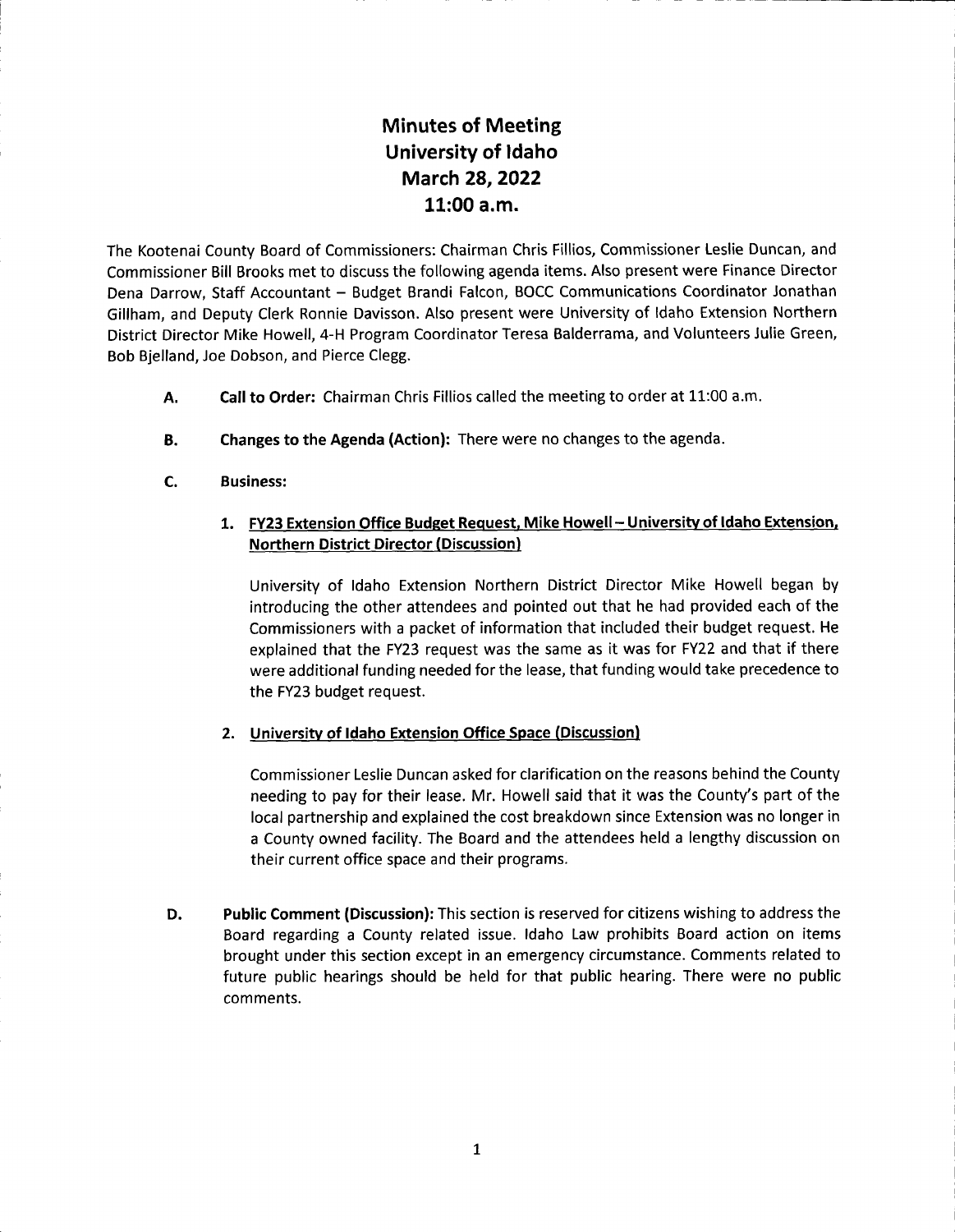# Minutes of Meeting
# University of Idaho
# March 28, 2022
# 11:00 a.m.

The Kootenai County Board of Commissioners: Chairman Chris Fillios, Commissioner Leslie Duncan, and Commissioner Bill Brooks met to discuss the following agenda items. Also present were Finance Director Dena Darrow, Staff Accountant – Budget Brandi Falcon, BOCC Communications Coordinator Jonathan Gillham, and Deputy Clerk Ronnie Davisson. Also present were University of Idaho Extension Northern District Director Mike Howell, 4-H Program Coordinator Teresa Balderrama, and Volunteers Julie Green, Bob Bjelland, Joe Dobson, and Pierce Clegg.

**A. Call to Order:** Chairman Chris Fillios called the meeting to order at 11:00 a.m.

**B. Changes to the Agenda (Action):** There were no changes to the agenda.

**C. Business:**

1. **FY23 Extension Office Budget Request, Mike Howell – University of Idaho Extension, Northern District Director (Discussion)**

   University of Idaho Extension Northern District Director Mike Howell began by introducing the other attendees and pointed out that he had provided each of the Commissioners with a packet of information that included their budget request. He explained that the FY23 request was the same as it was for FY22 and that if there were additional funding needed for the lease, that funding would take precedence to the FY23 budget request.

2. **University of Idaho Extension Office Space (Discussion)**

   Commissioner Leslie Duncan asked for clarification on the reasons behind the County needing to pay for their lease. Mr. Howell said that it was the County's part of the local partnership and explained the cost breakdown since Extension was no longer in a County owned facility. The Board and the attendees held a lengthy discussion on their current office space and their programs.

**D. Public Comment (Discussion):** This section is reserved for citizens wishing to address the Board regarding a County related issue. Idaho Law prohibits Board action on items brought under this section except in an emergency circumstance. Comments related to future public hearings should be held for that public hearing. There were no public comments.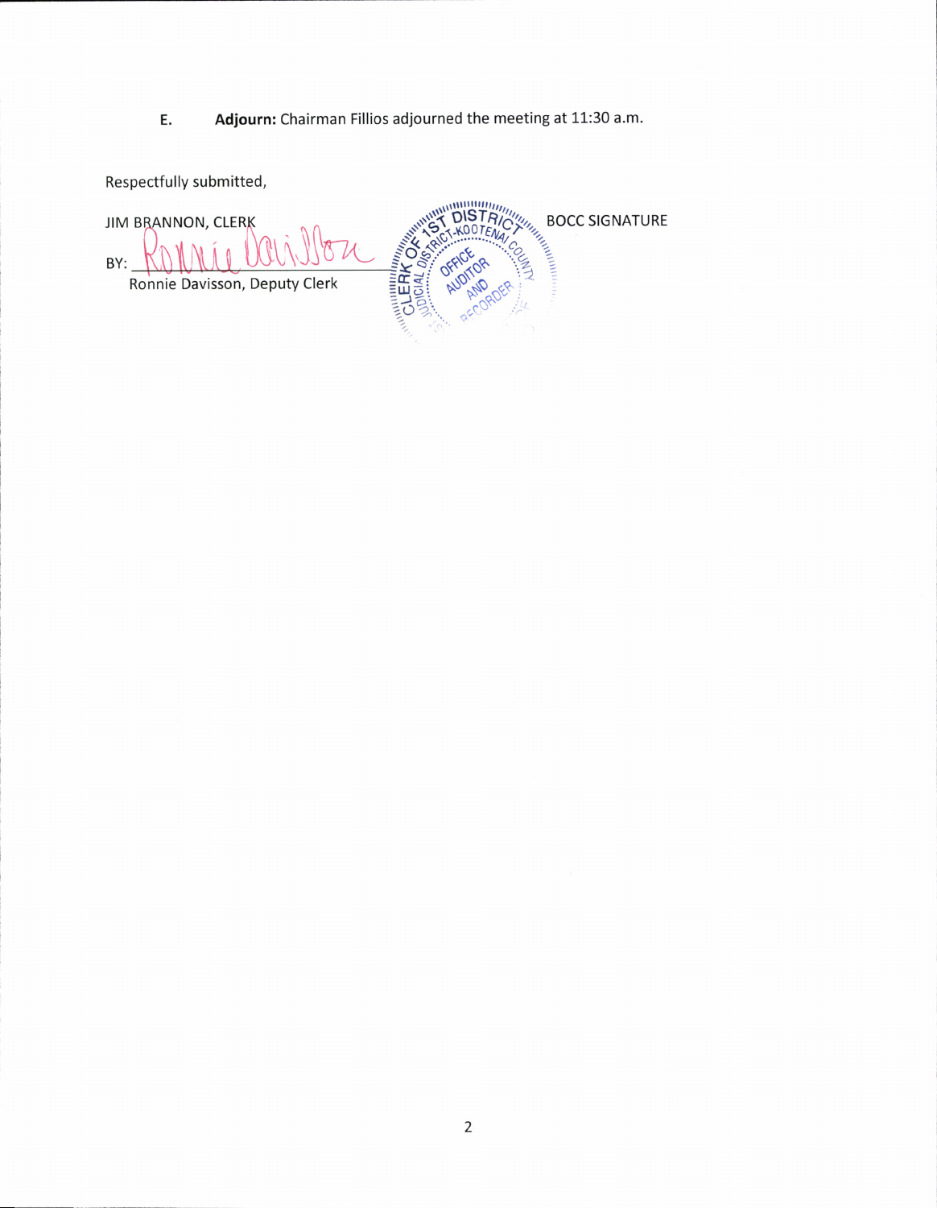E. **Adjourn:** Chairman Fillios adjourned the meeting at 11:30 a.m.

Respectfully submitted,

JIM BRANNON, CLERK

BY: ______________________________

Ronnie Davisson, Deputy Clerk

BOCC SIGNATURE